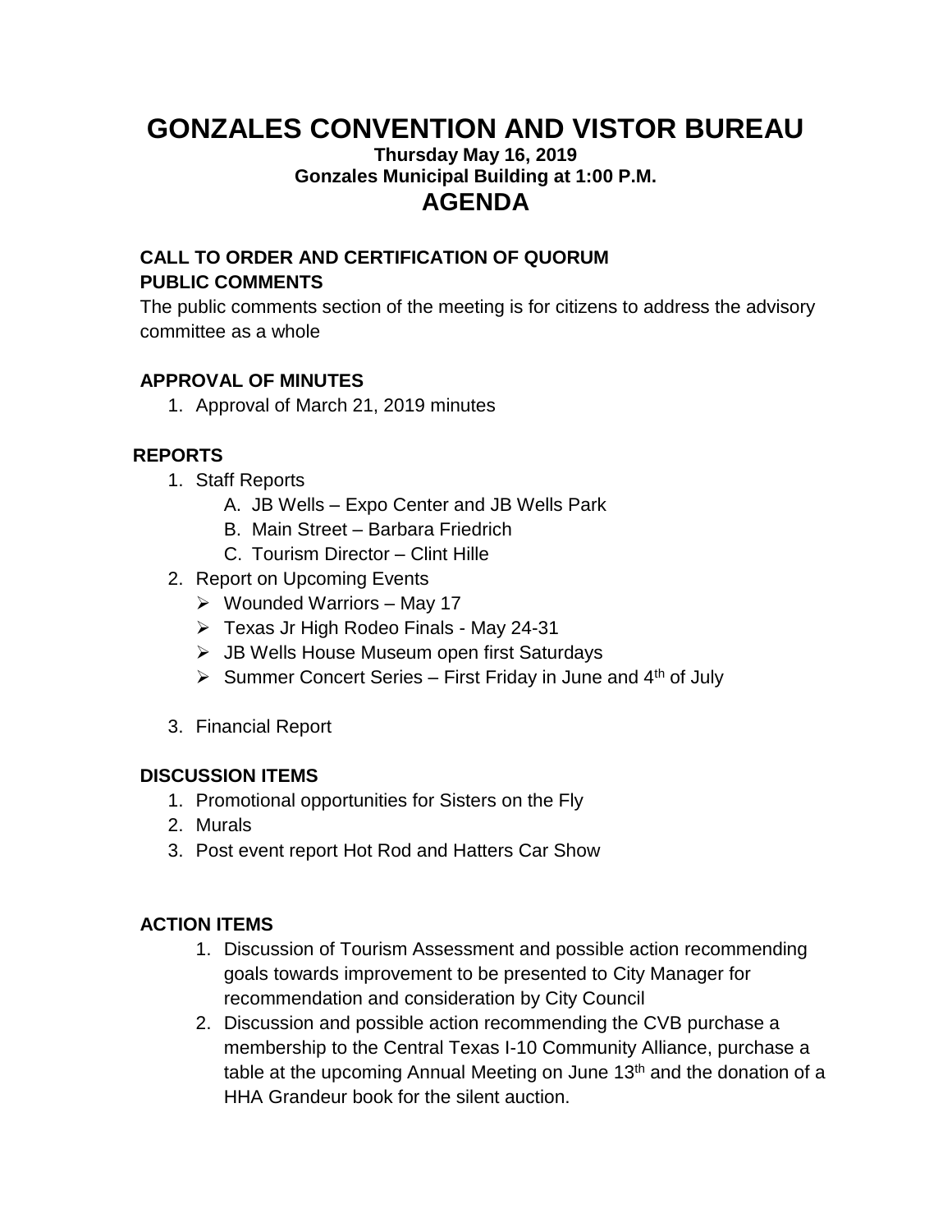# GONZALES CONVENTION AND VISTOR BUREAU

**Thursday May 16, 2019**
**Gonzales Municipal Building at 1:00 P.M.**

## AGENDA

**CALL TO ORDER AND CERTIFICATION OF QUORUM**

**PUBLIC COMMENTS**

The public comments section of the meeting is for citizens to address the advisory committee as a whole

**APPROVAL OF MINUTES**

1. Approval of March 21, 2019 minutes

**REPORTS**

1. Staff Reports
   A. JB Wells – Expo Center and JB Wells Park
   B. Main Street – Barbara Friedrich
   C. Tourism Director – Clint Hille
2. Report on Upcoming Events
   - Wounded Warriors – May 17
   - Texas Jr High Rodeo Finals - May 24-31
   - JB Wells House Museum open first Saturdays
   - Summer Concert Series – First Friday in June and 4th of July
3. Financial Report

**DISCUSSION ITEMS**

1. Promotional opportunities for Sisters on the Fly
2. Murals
3. Post event report Hot Rod and Hatters Car Show

**ACTION ITEMS**

1. Discussion of Tourism Assessment and possible action recommending goals towards improvement to be presented to City Manager for recommendation and consideration by City Council
2. Discussion and possible action recommending the CVB purchase a membership to the Central Texas I-10 Community Alliance, purchase a table at the upcoming Annual Meeting on June 13th and the donation of a HHA Grandeur book for the silent auction.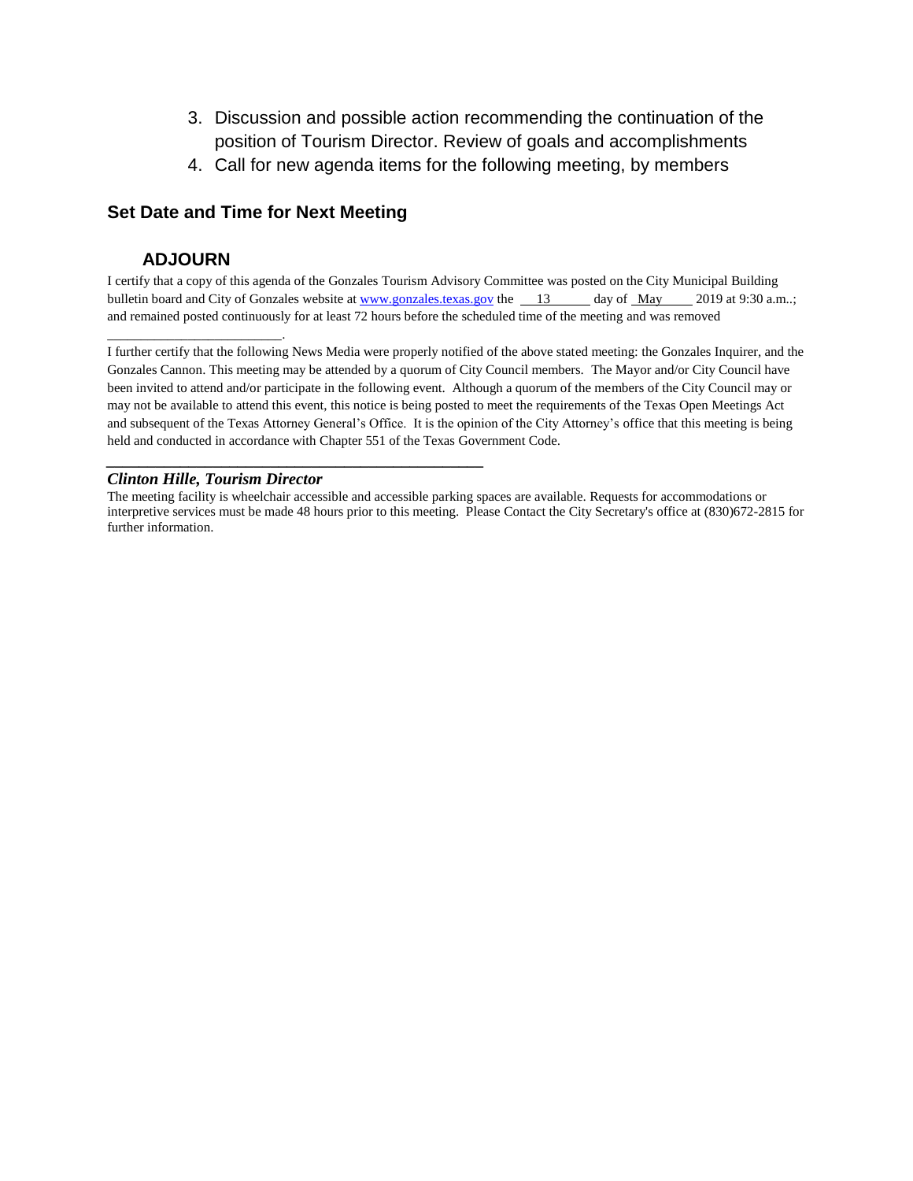3. Discussion and possible action recommending the continuation of the position of Tourism Director. Review of goals and accomplishments
4. Call for new agenda items for the following meeting, by members

### Set Date and Time for Next Meeting

### ADJOURN

I certify that a copy of this agenda of the Gonzales Tourism Advisory Committee was posted on the City Municipal Building bulletin board and City of Gonzales website at www.gonzales.texas.gov the 13 day of May 2019 at 9:30 a.m..; and remained posted continuously for at least 72 hours before the scheduled time of the meeting and was removed _________________________.

I further certify that the following News Media were properly notified of the above stated meeting: the Gonzales Inquirer, and the Gonzales Cannon. This meeting may be attended by a quorum of City Council members. The Mayor and/or City Council have been invited to attend and/or participate in the following event. Although a quorum of the members of the City Council may or may not be available to attend this event, this notice is being posted to meet the requirements of the Texas Open Meetings Act and subsequent of the Texas Attorney General's Office. It is the opinion of the City Attorney's office that this meeting is being held and conducted in accordance with Chapter 551 of the Texas Government Code.

_____________________________________________

***Clinton Hille, Tourism Director***

The meeting facility is wheelchair accessible and accessible parking spaces are available. Requests for accommodations or interpretive services must be made 48 hours prior to this meeting. Please Contact the City Secretary's office at (830)672-2815 for further information.